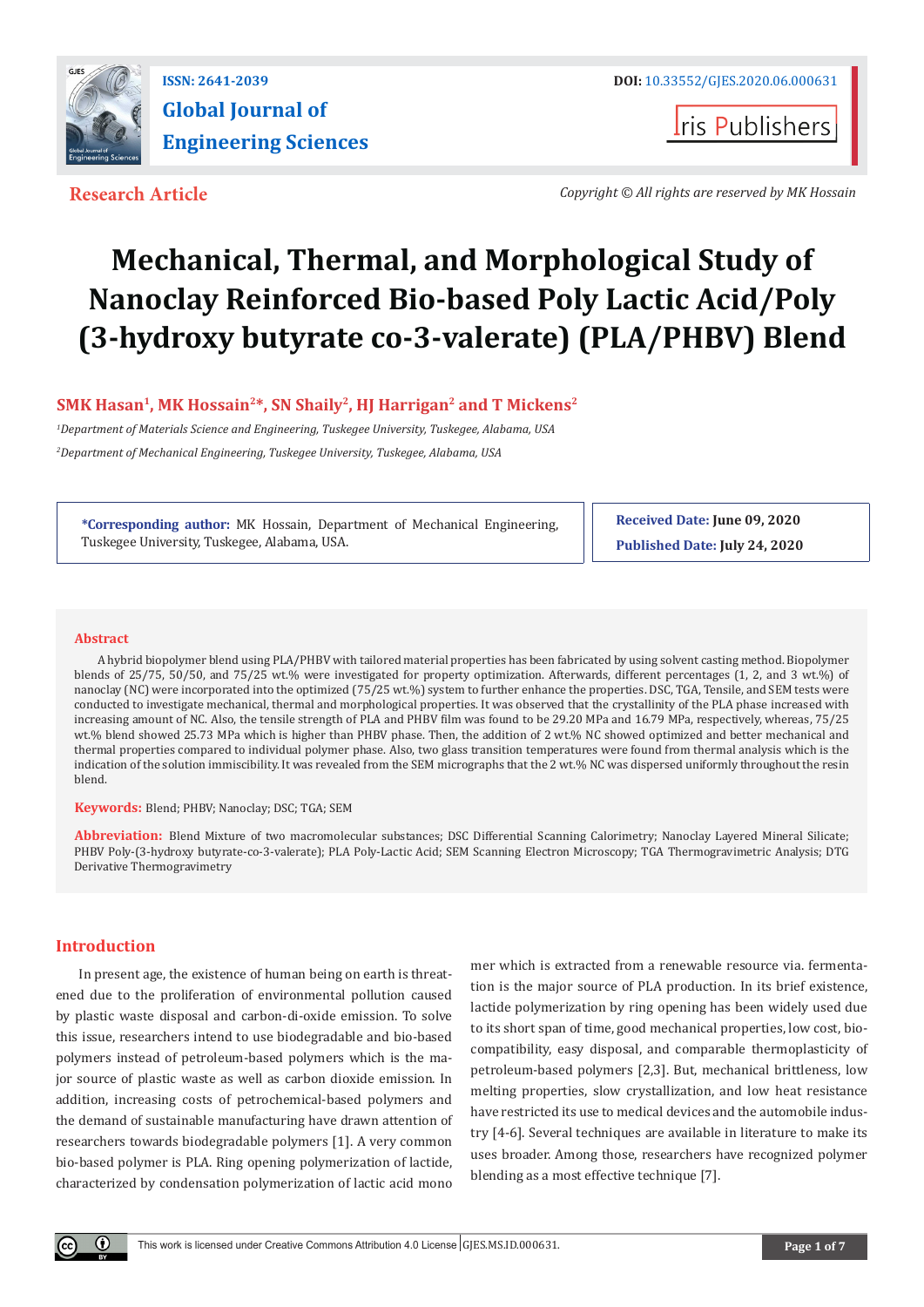ISSN: 2641-2039

DOI: 10.33552/GJES.2020.06.000631

# Global Journal of Engineering Sciences

Iris Publishers

**Research Article**

*Copyright © All rights are reserved by MK Hossain*

# Mechanical, Thermal, and Morphological Study of Nanoclay Reinforced Bio-based Poly Lactic Acid/Poly (3-hydroxy butyrate co-3-valerate) (PLA/PHBV) Blend

**SMK Hasan[1], MK Hossain[2]*, SN Shaily[2], HJ Harrigan[2] and T Mickens[2]**

*[1]Department of Materials Science and Engineering, Tuskegee University, Tuskegee, Alabama, USA*

*[2]Department of Mechanical Engineering, Tuskegee University, Tuskegee, Alabama, USA*

**\*Corresponding author:** MK Hossain, Department of Mechanical Engineering, Tuskegee University, Tuskegee, Alabama, USA.

**Received Date:** June 09, 2020

**Published Date:** July 24, 2020

## Abstract

A hybrid biopolymer blend using PLA/PHBV with tailored material properties has been fabricated by using solvent casting method. Biopolymer blends of 25/75, 50/50, and 75/25 wt.% were investigated for property optimization. Afterwards, different percentages (1, 2, and 3 wt.%) of nanoclay (NC) were incorporated into the optimized (75/25 wt.%) system to further enhance the properties. DSC, TGA, Tensile, and SEM tests were conducted to investigate mechanical, thermal and morphological properties. It was observed that the crystallinity of the PLA phase increased with increasing amount of NC. Also, the tensile strength of PLA and PHBV film was found to be 29.20 MPa and 16.79 MPa, respectively, whereas, 75/25 wt.% blend showed 25.73 MPa which is higher than PHBV phase. Then, the addition of 2 wt.% NC showed optimized and better mechanical and thermal properties compared to individual polymer phase. Also, two glass transition temperatures were found from thermal analysis which is the indication of the solution immiscibility. It was revealed from the SEM micrographs that the 2 wt.% NC was dispersed uniformly throughout the resin blend.

**Keywords:** Blend; PHBV; Nanoclay; DSC; TGA; SEM

**Abbreviation:** Blend Mixture of two macromolecular substances; DSC Differential Scanning Calorimetry; Nanoclay Layered Mineral Silicate; PHBV Poly-(3-hydroxy butyrate-co-3-valerate); PLA Poly-Lactic Acid; SEM Scanning Electron Microscopy; TGA Thermogravimetric Analysis; DTG Derivative Thermogravimetry

## Introduction

In present age, the existence of human being on earth is threatened due to the proliferation of environmental pollution caused by plastic waste disposal and carbon-di-oxide emission. To solve this issue, researchers intend to use biodegradable and bio-based polymers instead of petroleum-based polymers which is the major source of plastic waste as well as carbon dioxide emission. In addition, increasing costs of petrochemical-based polymers and the demand of sustainable manufacturing have drawn attention of researchers towards biodegradable polymers [1]. A very common bio-based polymer is PLA. Ring opening polymerization of lactide, characterized by condensation polymerization of lactic acid monomer which is extracted from a renewable resource via. fermentation is the major source of PLA production. In its brief existence, lactide polymerization by ring opening has been widely used due to its short span of time, good mechanical properties, low cost, biocompatibility, easy disposal, and comparable thermoplasticity of petroleum-based polymers [2,3]. But, mechanical brittleness, low melting properties, slow crystallization, and low heat resistance have restricted its use to medical devices and the automobile industry [4-6]. Several techniques are available in literature to make its uses broader. Among those, researchers have recognized polymer blending as a most effective technique [7].

This work is licensed under Creative Commons Attribution 4.0 License GJES.MS.ID.000631.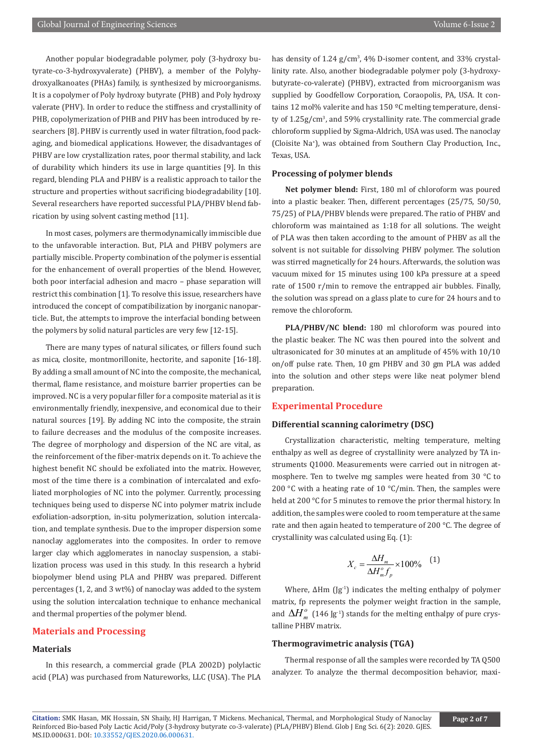Another popular biodegradable polymer, poly (3-hydroxy butyrate-co-3-hydroxyvalerate) (PHBV), a member of the Polyhydroxyalkanoates (PHAs) family, is synthesized by microorganisms. It is a copolymer of Poly hydroxy butyrate (PHB) and Poly hydroxy valerate (PHV). In order to reduce the stiffness and crystallinity of PHB, copolymerization of PHB and PHV has been introduced by researchers [8]. PHBV is currently used in water filtration, food packaging, and biomedical applications. However, the disadvantages of PHBV are low crystallization rates, poor thermal stability, and lack of durability which hinders its use in large quantities [9]. In this regard, blending PLA and PHBV is a realistic approach to tailor the structure and properties without sacrificing biodegradability [10]. Several researchers have reported successful PLA/PHBV blend fabrication by using solvent casting method [11].

In most cases, polymers are thermodynamically immiscible due to the unfavorable interaction. But, PLA and PHBV polymers are partially miscible. Property combination of the polymer is essential for the enhancement of overall properties of the blend. However, both poor interfacial adhesion and macro – phase separation will restrict this combination [1]. To resolve this issue, researchers have introduced the concept of compatibilization by inorganic nanoparticle. But, the attempts to improve the interfacial bonding between the polymers by solid natural particles are very few [12-15].

There are many types of natural silicates, or fillers found such as mica, closite, montmorillonite, hectorite, and saponite [16-18]. By adding a small amount of NC into the composite, the mechanical, thermal, flame resistance, and moisture barrier properties can be improved. NC is a very popular filler for a composite material as it is environmentally friendly, inexpensive, and economical due to their natural sources [19]. By adding NC into the composite, the strain to failure decreases and the modulus of the composite increases. The degree of morphology and dispersion of the NC are vital, as the reinforcement of the fiber-matrix depends on it. To achieve the highest benefit NC should be exfoliated into the matrix. However, most of the time there is a combination of intercalated and exfoliated morphologies of NC into the polymer. Currently, processing techniques being used to disperse NC into polymer matrix include exfoliation-adsorption, in-situ polymerization, solution intercalation, and template synthesis. Due to the improper dispersion some nanoclay agglomerates into the composites. In order to remove larger clay which agglomerates in nanoclay suspension, a stabilization process was used in this study. In this research a hybrid biopolymer blend using PLA and PHBV was prepared. Different percentages (1, 2, and 3 wt%) of nanoclay was added to the system using the solution intercalation technique to enhance mechanical and thermal properties of the polymer blend.

## Materials and Processing

### Materials

In this research, a commercial grade (PLA 2002D) polylactic acid (PLA) was purchased from Natureworks, LLC (USA). The PLA has density of 1.24 g/cm$^3$, 4% D-isomer content, and 33% crystallinity rate. Also, another biodegradable polymer poly (3-hydroxybutyrate-co-valerate) (PHBV), extracted from microorganism was supplied by Goodfellow Corporation, Coraopolis, PA, USA. It contains 12 mol% valerite and has 150 ºC melting temperature, density of 1.25g/cm$^3$, and 59% crystallinity rate. The commercial grade chloroform supplied by Sigma-Aldrich, USA was used. The nanoclay (Cloisite Na$^+$), was obtained from Southern Clay Production, Inc., Texas, USA.

### Processing of polymer blends

**Net polymer blend:** First, 180 ml of chloroform was poured into a plastic beaker. Then, different percentages (25/75, 50/50, 75/25) of PLA/PHBV blends were prepared. The ratio of PHBV and chloroform was maintained as 1:18 for all solutions. The weight of PLA was then taken according to the amount of PHBV as all the solvent is not suitable for dissolving PHBV polymer. The solution was stirred magnetically for 24 hours. Afterwards, the solution was vacuum mixed for 15 minutes using 100 kPa pressure at a speed rate of 1500 r/min to remove the entrapped air bubbles. Finally, the solution was spread on a glass plate to cure for 24 hours and to remove the chloroform.

**PLA/PHBV/NC blend:** 180 ml chloroform was poured into the plastic beaker. The NC was then poured into the solvent and ultrasonicated for 30 minutes at an amplitude of 45% with 10/10 on/off pulse rate. Then, 10 gm PHBV and 30 gm PLA was added into the solution and other steps were like neat polymer blend preparation.

## Experimental Procedure

### Differential scanning calorimetry (DSC)

Crystallization characteristic, melting temperature, melting enthalpy as well as degree of crystallinity were analyzed by TA instruments Q1000. Measurements were carried out in nitrogen atmosphere. Ten to twelve mg samples were heated from 30 °C to 200 °C with a heating rate of 10 °C/min. Then, the samples were held at 200 °C for 5 minutes to remove the prior thermal history. In addition, the samples were cooled to room temperature at the same rate and then again heated to temperature of 200 °C. The degree of crystallinity was calculated using Eq. (1):

$$X_c = \frac{\Delta H_m}{\Delta H_m^o f_p} \times 100\% \quad (1)$$

Where, ΔHm (Jg$^{-1}$) indicates the melting enthalpy of polymer matrix, fp represents the polymer weight fraction in the sample, and $\Delta H_m^o$ (146 Jg$^{-1}$) stands for the melting enthalpy of pure crystalline PHBV matrix.

### Thermogravimetric analysis (TGA)

Thermal response of all the samples were recorded by TA Q500 analyzer. To analyze the thermal decomposition behavior, maxi-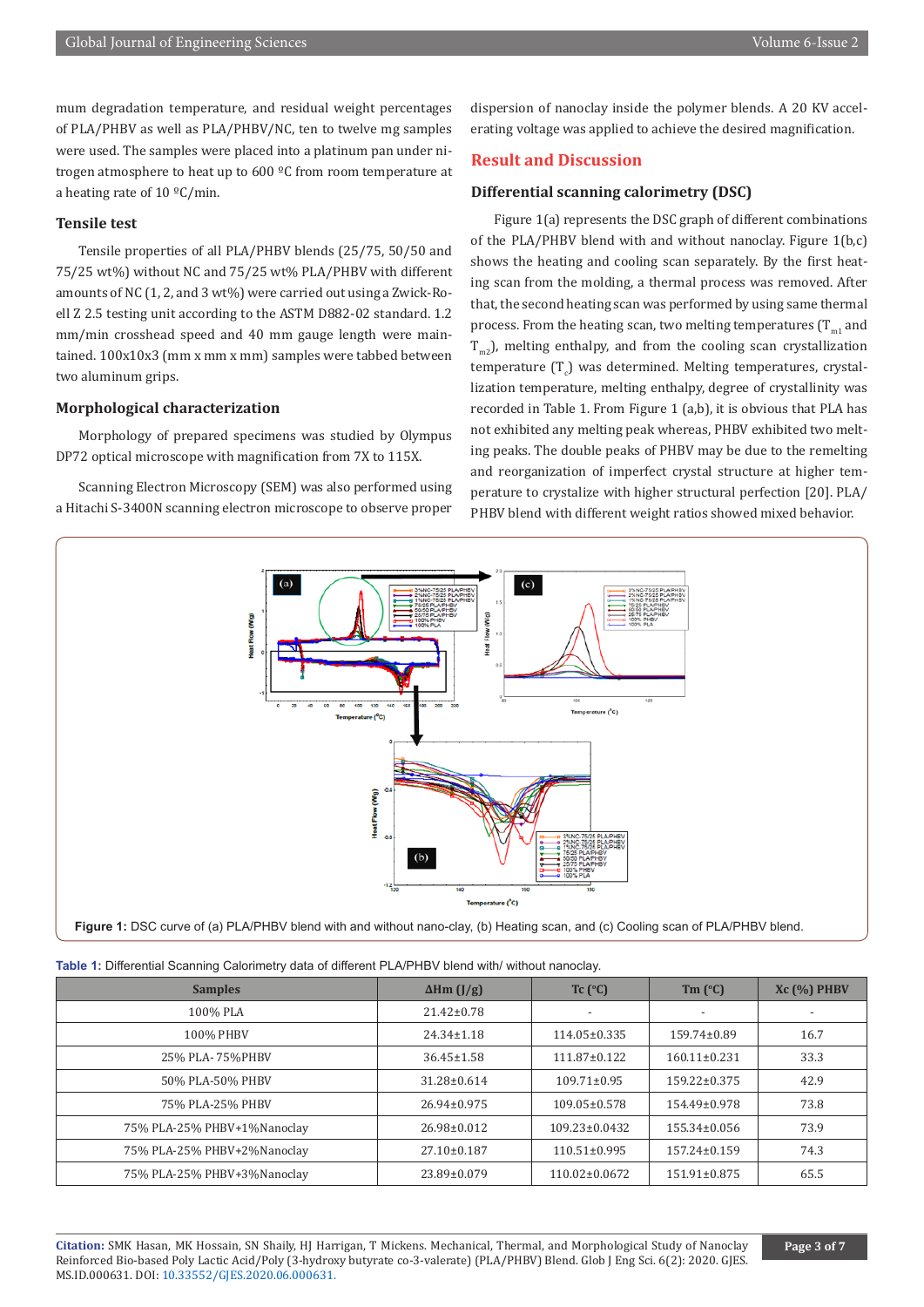mum degradation temperature, and residual weight percentages of PLA/PHBV as well as PLA/PHBV/NC, ten to twelve mg samples were used. The samples were placed into a platinum pan under nitrogen atmosphere to heat up to 600 ºC from room temperature at a heating rate of 10 ºC/min.

### Tensile test

Tensile properties of all PLA/PHBV blends (25/75, 50/50 and 75/25 wt%) without NC and 75/25 wt% PLA/PHBV with different amounts of NC (1, 2, and 3 wt%) were carried out using a Zwick-Roell Z 2.5 testing unit according to the ASTM D882-02 standard. 1.2 mm/min crosshead speed and 40 mm gauge length were maintained. 100x10x3 (mm x mm x mm) samples were tabbed between two aluminum grips.

### Morphological characterization

Morphology of prepared specimens was studied by Olympus DP72 optical microscope with magnification from 7X to 115X.

Scanning Electron Microscopy (SEM) was also performed using a Hitachi S-3400N scanning electron microscope to observe proper dispersion of nanoclay inside the polymer blends. A 20 KV accelerating voltage was applied to achieve the desired magnification.

## Result and Discussion

### Differential scanning calorimetry (DSC)

Figure 1(a) represents the DSC graph of different combinations of the PLA/PHBV blend with and without nanoclay. Figure 1(b,c) shows the heating and cooling scan separately. By the first heating scan from the molding, a thermal process was removed. After that, the second heating scan was performed by using same thermal process. From the heating scan, two melting temperatures ($T_{m1}$ and $T_{m2}$), melting enthalpy, and from the cooling scan crystallization temperature ($T_c$) was determined. Melting temperatures, crystallization temperature, melting enthalpy, degree of crystallinity was recorded in Table 1. From Figure 1 (a,b), it is obvious that PLA has not exhibited any melting peak whereas, PHBV exhibited two melting peaks. The double peaks of PHBV may be due to the remelting and reorganization of imperfect crystal structure at higher temperature to crystalize with higher structural perfection [20]. PLA/PHBV blend with different weight ratios showed mixed behavior.

**Figure 1:** DSC curve of (a) PLA/PHBV blend with and without nano-clay, (b) Heating scan, and (c) Cooling scan of PLA/PHBV blend.

**Table 1:** Differential Scanning Calorimetry data of different PLA/PHBV blend with/ without nanoclay.

| Samples | ΔHm (J/g) | Tc (°C) | Tm (°C) | Xc (%) PHBV |
|---|---|---|---|---|
| 100% PLA | 21.42±0.78 | - | - | - |
| 100% PHBV | 24.34±1.18 | 114.05±0.335 | 159.74±0.89 | 16.7 |
| 25% PLA- 75%PHBV | 36.45±1.58 | 111.87±0.122 | 160.11±0.231 | 33.3 |
| 50% PLA-50% PHBV | 31.28±0.614 | 109.71±0.95 | 159.22±0.375 | 42.9 |
| 75% PLA-25% PHBV | 26.94±0.975 | 109.05±0.578 | 154.49±0.978 | 73.8 |
| 75% PLA-25% PHBV+1%Nanoclay | 26.98±0.012 | 109.23±0.0432 | 155.34±0.056 | 73.9 |
| 75% PLA-25% PHBV+2%Nanoclay | 27.10±0.187 | 110.51±0.995 | 157.24±0.159 | 74.3 |
| 75% PLA-25% PHBV+3%Nanoclay | 23.89±0.079 | 110.02±0.0672 | 151.91±0.875 | 65.5 |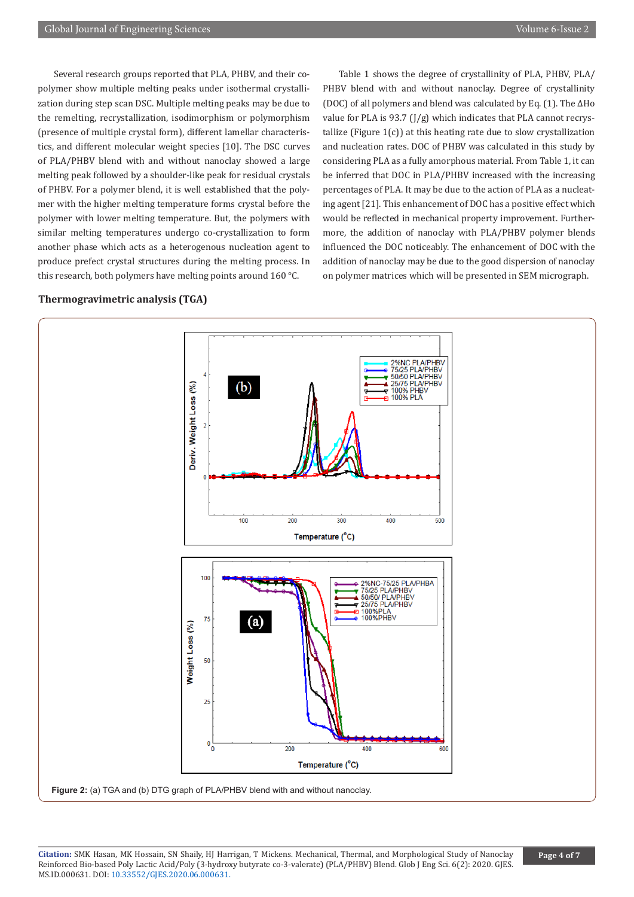Several research groups reported that PLA, PHBV, and their copolymer show multiple melting peaks under isothermal crystallization during step scan DSC. Multiple melting peaks may be due to the remelting, recrystallization, isodimorphism or polymorphism (presence of multiple crystal form), different lamellar characteristics, and different molecular weight species [10]. The DSC curves of PLA/PHBV blend with and without nanoclay showed a large melting peak followed by a shoulder-like peak for residual crystals of PHBV. For a polymer blend, it is well established that the polymer with the higher melting temperature forms crystal before the polymer with lower melting temperature. But, the polymers with similar melting temperatures undergo co-crystallization to form another phase which acts as a heterogenous nucleation agent to produce prefect crystal structures during the melting process. In this research, both polymers have melting points around 160 °C.

Table 1 shows the degree of crystallinity of PLA, PHBV, PLA/PHBV blend with and without nanoclay. Degree of crystallinity (DOC) of all polymers and blend was calculated by Eq. (1). The $\Delta H_o$ value for PLA is 93.7 (J/g) which indicates that PLA cannot recrystallize (Figure 1(c)) at this heating rate due to slow crystallization and nucleation rates. DOC of PHBV was calculated in this study by considering PLA as a fully amorphous material. From Table 1, it can be inferred that DOC in PLA/PHBV increased with the increasing percentages of PLA. It may be due to the action of PLA as a nucleating agent [21]. This enhancement of DOC has a positive effect which would be reflected in mechanical property improvement. Furthermore, the addition of nanoclay with PLA/PHBV polymer blends influenced the DOC noticeably. The enhancement of DOC with the addition of nanoclay may be due to the good dispersion of nanoclay on polymer matrices which will be presented in SEM micrograph.

## Thermogravimetric analysis (TGA)

**Figure 2:** (a) TGA and (b) DTG graph of PLA/PHBV blend with and without nanoclay.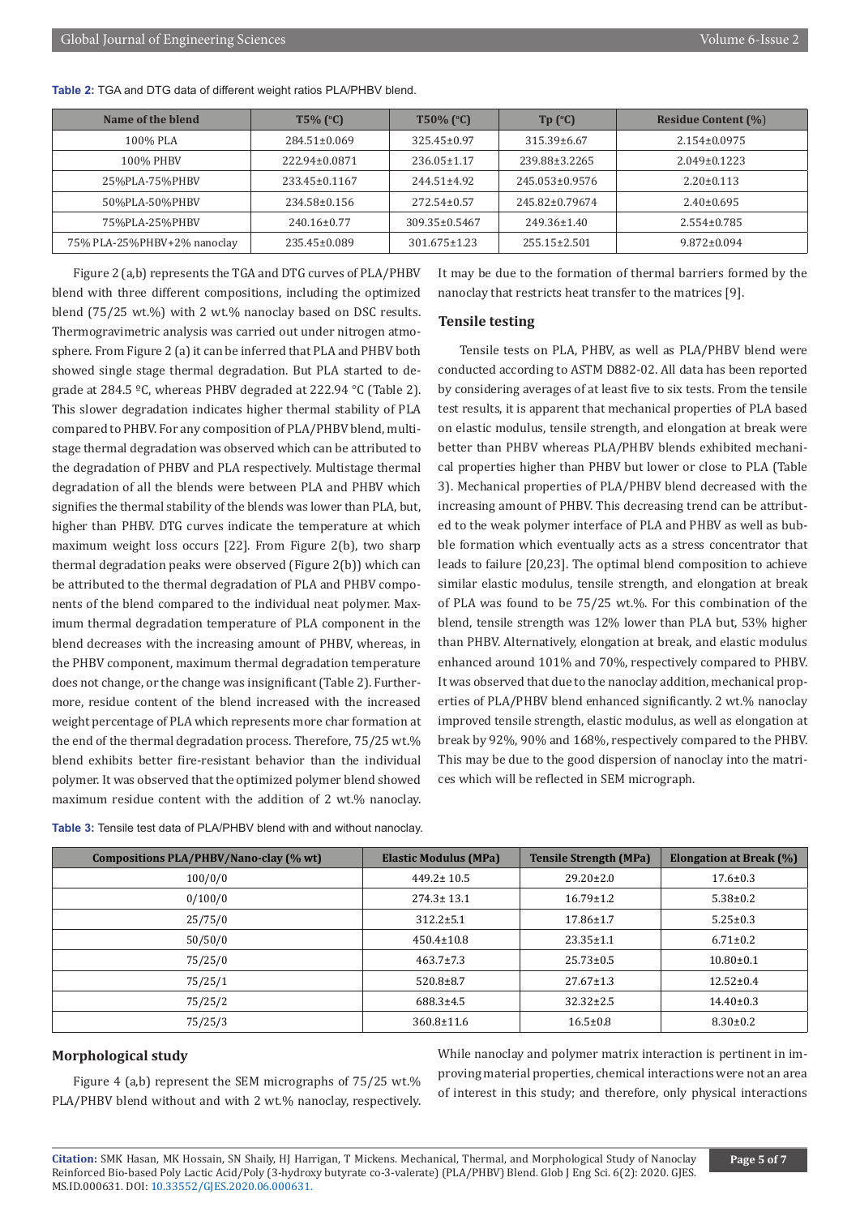**Table 2:** TGA and DTG data of different weight ratios PLA/PHBV blend.

| Name of the blend | T5% (°C) | T50% (°C) | Tp (°C) | Residue Content (%) |
|---|---|---|---|---|
| 100% PLA | 284.51±0.069 | 325.45±0.97 | 315.39±6.67 | 2.154±0.0975 |
| 100% PHBV | 222.94±0.0871 | 236.05±1.17 | 239.88±3.2265 | 2.049±0.1223 |
| 25%PLA-75%PHBV | 233.45±0.1167 | 244.51±4.92 | 245.053±0.9576 | 2.20±0.113 |
| 50%PLA-50%PHBV | 234.58±0.156 | 272.54±0.57 | 245.82±0.79674 | 2.40±0.695 |
| 75%PLA-25%PHBV | 240.16±0.77 | 309.35±0.5467 | 249.36±1.40 | 2.554±0.785 |
| 75% PLA-25%PHBV+2% nanoclay | 235.45±0.089 | 301.675±1.23 | 255.15±2.501 | 9.872±0.094 |

Figure 2 (a,b) represents the TGA and DTG curves of PLA/PHBV blend with three different compositions, including the optimized blend (75/25 wt.%) with 2 wt.% nanoclay based on DSC results. Thermogravimetric analysis was carried out under nitrogen atmosphere. From Figure 2 (a) it can be inferred that PLA and PHBV both showed single stage thermal degradation. But PLA started to degrade at 284.5 ºC, whereas PHBV degraded at 222.94 °C (Table 2). This slower degradation indicates higher thermal stability of PLA compared to PHBV. For any composition of PLA/PHBV blend, multistage thermal degradation was observed which can be attributed to the degradation of PHBV and PLA respectively. Multistage thermal degradation of all the blends were between PLA and PHBV which signifies the thermal stability of the blends was lower than PLA, but, higher than PHBV. DTG curves indicate the temperature at which maximum weight loss occurs [22]. From Figure 2(b), two sharp thermal degradation peaks were observed (Figure 2(b)) which can be attributed to the thermal degradation of PLA and PHBV components of the blend compared to the individual neat polymer. Maximum thermal degradation temperature of PLA component in the blend decreases with the increasing amount of PHBV, whereas, in the PHBV component, maximum thermal degradation temperature does not change, or the change was insignificant (Table 2). Furthermore, residue content of the blend increased with the increased weight percentage of PLA which represents more char formation at the end of the thermal degradation process. Therefore, 75/25 wt.% blend exhibits better fire-resistant behavior than the individual polymer. It was observed that the optimized polymer blend showed maximum residue content with the addition of 2 wt.% nanoclay. It may be due to the formation of thermal barriers formed by the nanoclay that restricts heat transfer to the matrices [9].

## Tensile testing

Tensile tests on PLA, PHBV, as well as PLA/PHBV blend were conducted according to ASTM D882-02. All data has been reported by considering averages of at least five to six tests. From the tensile test results, it is apparent that mechanical properties of PLA based on elastic modulus, tensile strength, and elongation at break were better than PHBV whereas PLA/PHBV blends exhibited mechanical properties higher than PHBV but lower or close to PLA (Table 3). Mechanical properties of PLA/PHBV blend decreased with the increasing amount of PHBV. This decreasing trend can be attributed to the weak polymer interface of PLA and PHBV as well as bubble formation which eventually acts as a stress concentrator that leads to failure [20,23]. The optimal blend composition to achieve similar elastic modulus, tensile strength, and elongation at break of PLA was found to be 75/25 wt.%. For this combination of the blend, tensile strength was 12% lower than PLA but, 53% higher than PHBV. Alternatively, elongation at break, and elastic modulus enhanced around 101% and 70%, respectively compared to PHBV. It was observed that due to the nanoclay addition, mechanical properties of PLA/PHBV blend enhanced significantly. 2 wt.% nanoclay improved tensile strength, elastic modulus, as well as elongation at break by 92%, 90% and 168%, respectively compared to the PHBV. This may be due to the good dispersion of nanoclay into the matrices which will be reflected in SEM micrograph.

**Table 3:** Tensile test data of PLA/PHBV blend with and without nanoclay.

| Compositions PLA/PHBV/Nano-clay (% wt) | Elastic Modulus (MPa) | Tensile Strength (MPa) | Elongation at Break (%) |
|---|---|---|---|
| 100/0/0 | 449.2± 10.5 | 29.20±2.0 | 17.6±0.3 |
| 0/100/0 | 274.3± 13.1 | 16.79±1.2 | 5.38±0.2 |
| 25/75/0 | 312.2±5.1 | 17.86±1.7 | 5.25±0.3 |
| 50/50/0 | 450.4±10.8 | 23.35±1.1 | 6.71±0.2 |
| 75/25/0 | 463.7±7.3 | 25.73±0.5 | 10.80±0.1 |
| 75/25/1 | 520.8±8.7 | 27.67±1.3 | 12.52±0.4 |
| 75/25/2 | 688.3±4.5 | 32.32±2.5 | 14.40±0.3 |
| 75/25/3 | 360.8±11.6 | 16.5±0.8 | 8.30±0.2 |

## Morphological study

Figure 4 (a,b) represent the SEM micrographs of 75/25 wt.% PLA/PHBV blend without and with 2 wt.% nanoclay, respectively. While nanoclay and polymer matrix interaction is pertinent in improving material properties, chemical interactions were not an area of interest in this study; and therefore, only physical interactions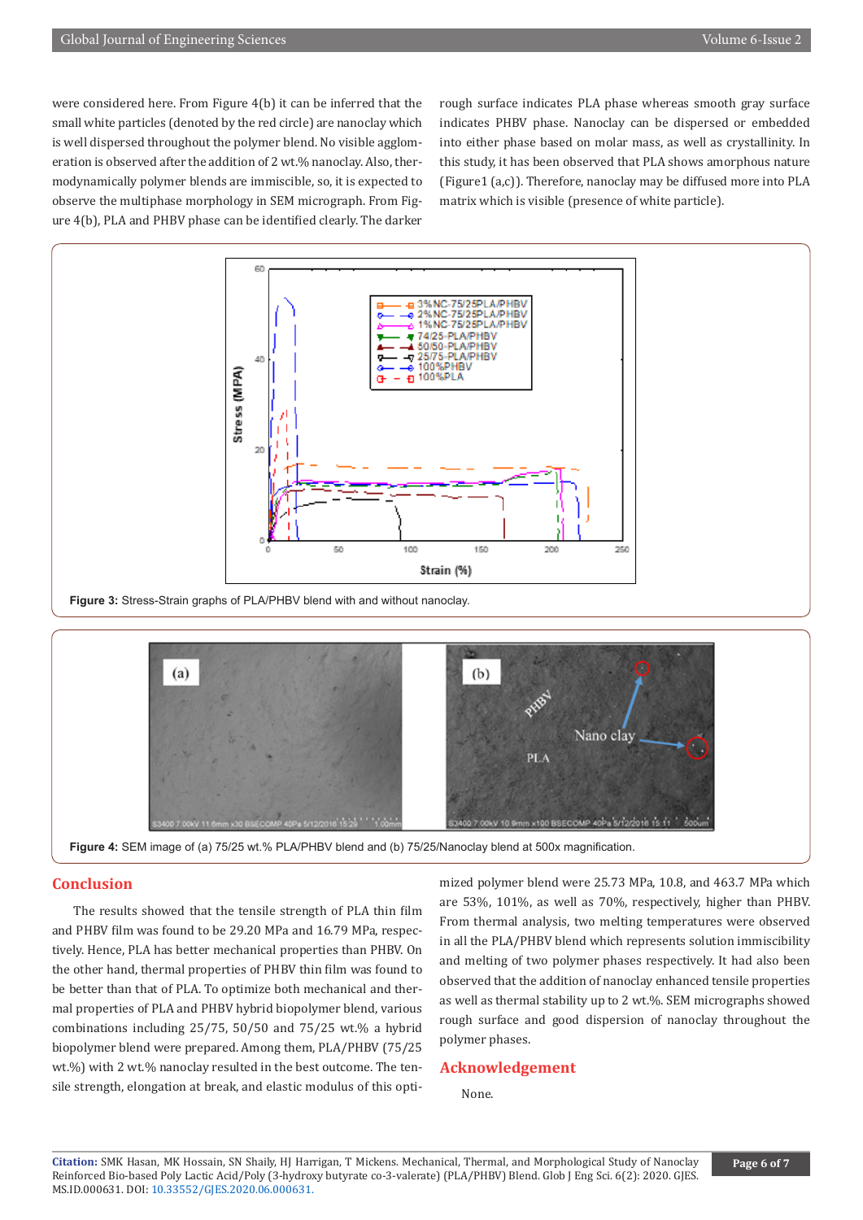were considered here. From Figure 4(b) it can be inferred that the small white particles (denoted by the red circle) are nanoclay which is well dispersed throughout the polymer blend. No visible agglomeration is observed after the addition of 2 wt.% nanoclay. Also, thermodynamically polymer blends are immiscible, so, it is expected to observe the multiphase morphology in SEM micrograph. From Figure 4(b), PLA and PHBV phase can be identified clearly. The darker rough surface indicates PLA phase whereas smooth gray surface indicates PHBV phase. Nanoclay can be dispersed or embedded into either phase based on molar mass, as well as crystallinity. In this study, it has been observed that PLA shows amorphous nature (Figure1 (a,c)). Therefore, nanoclay may be diffused more into PLA matrix which is visible (presence of white particle).

**Figure 3:** Stress-Strain graphs of PLA/PHBV blend with and without nanoclay.

**Figure 4:** SEM image of (a) 75/25 wt.% PLA/PHBV blend and (b) 75/25/Nanoclay blend at 500x magnification.

## Conclusion

The results showed that the tensile strength of PLA thin film and PHBV film was found to be 29.20 MPa and 16.79 MPa, respectively. Hence, PLA has better mechanical properties than PHBV. On the other hand, thermal properties of PHBV thin film was found to be better than that of PLA. To optimize both mechanical and thermal properties of PLA and PHBV hybrid biopolymer blend, various combinations including 25/75, 50/50 and 75/25 wt.% a hybrid biopolymer blend were prepared. Among them, PLA/PHBV (75/25 wt.%) with 2 wt.% nanoclay resulted in the best outcome. The tensile strength, elongation at break, and elastic modulus of this optimized polymer blend were 25.73 MPa, 10.8, and 463.7 MPa which are 53%, 101%, as well as 70%, respectively, higher than PHBV. From thermal analysis, two melting temperatures were observed in all the PLA/PHBV blend which represents solution immiscibility and melting of two polymer phases respectively. It had also been observed that the addition of nanoclay enhanced tensile properties as well as thermal stability up to 2 wt.%. SEM micrographs showed rough surface and good dispersion of nanoclay throughout the polymer phases.

## Acknowledgement

None.

**Citation:** SMK Hasan, MK Hossain, SN Shaily, HJ Harrigan, T Mickens. Mechanical, Thermal, and Morphological Study of Nanoclay Reinforced Bio-based Poly Lactic Acid/Poly (3-hydroxy butyrate co-3-valerate) (PLA/PHBV) Blend. Glob J Eng Sci. 6(2): 2020. GJES.MS.ID.000631. DOI: 10.33552/GJES.2020.06.000631.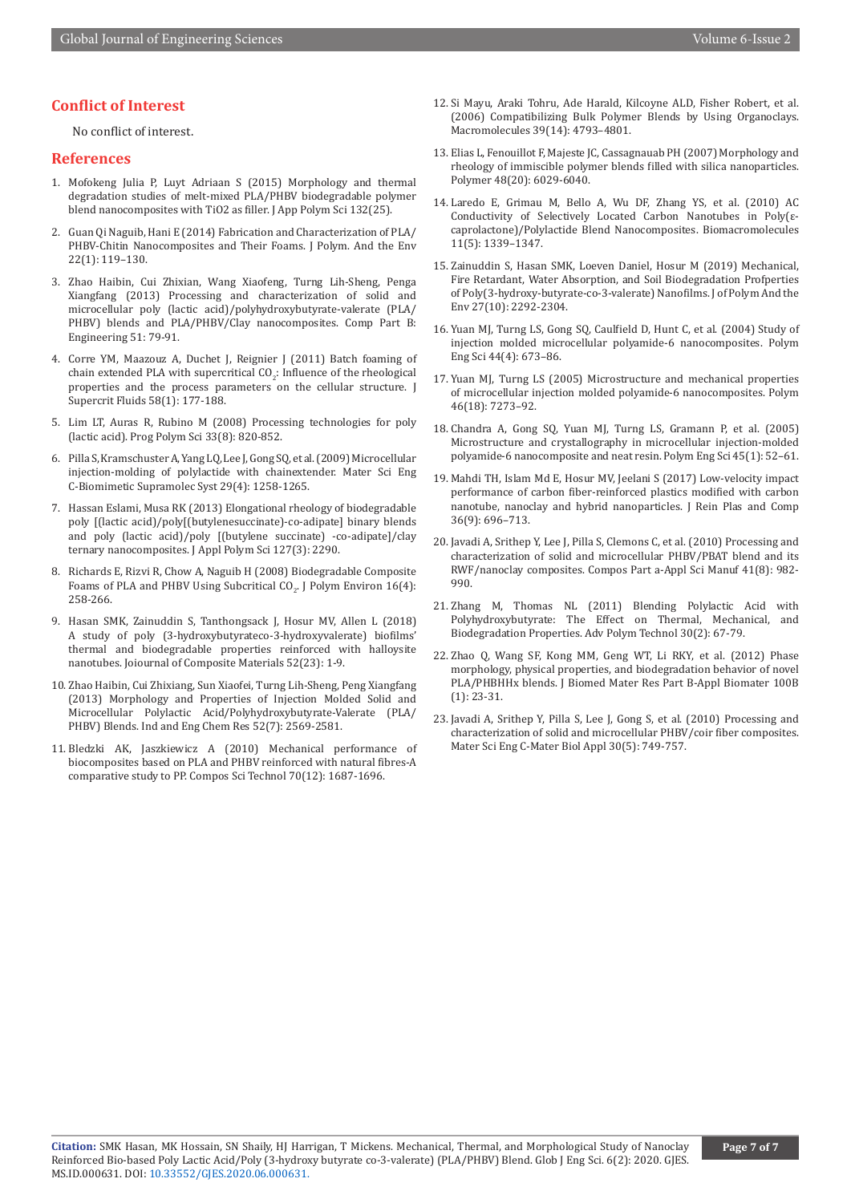## Conflict of Interest

No conflict of interest.

## References

1. Mofokeng Julia P, Luyt Adriaan S (2015) Morphology and thermal degradation studies of melt-mixed PLA/PHBV biodegradable polymer blend nanocomposites with TiO2 as filler. J App Polym Sci 132(25).
2. Guan Qi Naguib, Hani E (2014) Fabrication and Characterization of PLA/PHBV-Chitin Nanocomposites and Their Foams. J Polym. And the Env 22(1): 119–130.
3. Zhao Haibin, Cui Zhixian, Wang Xiaofeng, Turng Lih-Sheng, Penga Xiangfang (2013) Processing and characterization of solid and microcellular poly (lactic acid)/polyhydroxybutyrate-valerate (PLA/PHBV) blends and PLA/PHBV/Clay nanocomposites. Comp Part B: Engineering 51: 79-91.
4. Corre YM, Maazouz A, Duchet J, Reignier J (2011) Batch foaming of chain extended PLA with supercritical $CO_2$: Influence of the rheological properties and the process parameters on the cellular structure. J Supercrit Fluids 58(1): 177-188.
5. Lim LT, Auras R, Rubino M (2008) Processing technologies for poly (lactic acid). Prog Polym Sci 33(8): 820-852.
6. Pilla S, Kramschuster A, Yang LQ, Lee J, Gong SQ, et al. (2009) Microcellular injection-molding of polylactide with chainextender. Mater Sci Eng C-Biomimetic Supramolec Syst 29(4): 1258-1265.
7. Hassan Eslami, Musa RK (2013) Elongational rheology of biodegradable poly [(lactic acid)/poly[(butylenesuccinate)-co-adipate] binary blends and poly (lactic acid)/poly [(butylene succinate) -co-adipate]/clay ternary nanocomposites. J Appl Polym Sci 127(3): 2290.
8. Richards E, Rizvi R, Chow A, Naguib H (2008) Biodegradable Composite Foams of PLA and PHBV Using Subcritical $CO_2$. J Polym Environ 16(4): 258-266.
9. Hasan SMK, Zainuddin S, Tanthongsack J, Hosur MV, Allen L (2018) A study of poly (3-hydroxybutyrateco-3-hydroxyvalerate) biofilms' thermal and biodegradable properties reinforced with halloysite nanotubes. Joiournal of Composite Materials 52(23): 1-9.
10. Zhao Haibin, Cui Zhixiang, Sun Xiaofei, Turng Lih-Sheng, Peng Xiangfang (2013) Morphology and Properties of Injection Molded Solid and Microcellular Polylactic Acid/Polyhydroxybutyrate-Valerate (PLA/PHBV) Blends. Ind and Eng Chem Res 52(7): 2569-2581.
11. Bledzki AK, Jaszkiewicz A (2010) Mechanical performance of biocomposites based on PLA and PHBV reinforced with natural fibres-A comparative study to PP. Compos Sci Technol 70(12): 1687-1696.
12. Si Mayu, Araki Tohru, Ade Harald, Kilcoyne ALD, Fisher Robert, et al. (2006) Compatibilizing Bulk Polymer Blends by Using Organoclays. Macromolecules 39(14): 4793–4801.
13. Elias L, Fenouillot F, Majeste JC, Cassagnauab PH (2007) Morphology and rheology of immiscible polymer blends filled with silica nanoparticles. Polymer 48(20): 6029-6040.
14. Laredo E, Grimau M, Bello A, Wu DF, Zhang YS, et al. (2010) AC Conductivity of Selectively Located Carbon Nanotubes in Poly(ε-caprolactone)/Polylactide Blend Nanocomposites. Biomacromolecules 11(5): 1339–1347.
15. Zainuddin S, Hasan SMK, Loeven Daniel, Hosur M (2019) Mechanical, Fire Retardant, Water Absorption, and Soil Biodegradation Profperties of Poly(3-hydroxy-butyrate-co-3-valerate) Nanofilms. J of Polym And the Env 27(10): 2292-2304.
16. Yuan MJ, Turng LS, Gong SQ, Caulfield D, Hunt C, et al. (2004) Study of injection molded microcellular polyamide-6 nanocomposites. Polym Eng Sci 44(4): 673–86.
17. Yuan MJ, Turng LS (2005) Microstructure and mechanical properties of microcellular injection molded polyamide-6 nanocomposites. Polym 46(18): 7273–92.
18. Chandra A, Gong SQ, Yuan MJ, Turng LS, Gramann P, et al. (2005) Microstructure and crystallography in microcellular injection-molded polyamide-6 nanocomposite and neat resin. Polym Eng Sci 45(1): 52–61.
19. Mahdi TH, Islam Md E, Hosur MV, Jeelani S (2017) Low-velocity impact performance of carbon fiber-reinforced plastics modified with carbon nanotube, nanoclay and hybrid nanoparticles. J Rein Plas and Comp 36(9): 696–713.
20. Javadi A, Srithep Y, Lee J, Pilla S, Clemons C, et al. (2010) Processing and characterization of solid and microcellular PHBV/PBAT blend and its RWF/nanoclay composites. Compos Part a-Appl Sci Manuf 41(8): 982-990.
21. Zhang M, Thomas NL (2011) Blending Polylactic Acid with Polyhydroxybutyrate: The Effect on Thermal, Mechanical, and Biodegradation Properties. Adv Polym Technol 30(2): 67-79.
22. Zhao Q, Wang SF, Kong MM, Geng WT, Li RKY, et al. (2012) Phase morphology, physical properties, and biodegradation behavior of novel PLA/PHBHHx blends. J Biomed Mater Res Part B-Appl Biomater 100B (1): 23-31.
23. Javadi A, Srithep Y, Pilla S, Lee J, Gong S, et al. (2010) Processing and characterization of solid and microcellular PHBV/coir fiber composites. Mater Sci Eng C-Mater Biol Appl 30(5): 749-757.

**Citation:** SMK Hasan, MK Hossain, SN Shaily, HJ Harrigan, T Mickens. Mechanical, Thermal, and Morphological Study of Nanoclay Reinforced Bio-based Poly Lactic Acid/Poly (3-hydroxy butyrate co-3-valerate) (PLA/PHBV) Blend. Glob J Eng Sci. 6(2): 2020. GJES. MS.ID.000631. DOI: 10.33552/GJES.2020.06.000631.